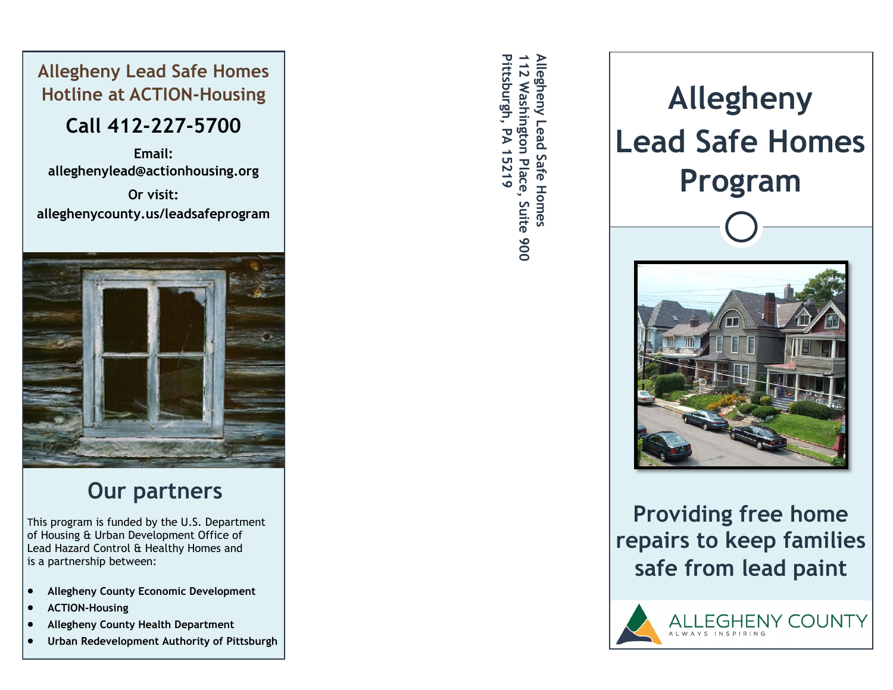## Allegheny Lead Safe Homes Hotline at ACTION-Housing

### Call 412-227-5700

**Email:**
**alleghenylead@actionhousing.org**

**Or visit:**
**alleghenycounty.us/leadsafeprogram**

## Our partners

This program is funded by the U.S. Department of Housing & Urban Development Office of Lead Hazard Control & Healthy Homes and is a partnership between:

- **Allegheny County Economic Development**
- **ACTION-Housing**
- **Allegheny County Health Department**
- **Urban Redevelopment Authority of Pittsburgh**

**Allegheny Lead Safe Homes**
**112 Washington Place, Suite 900**
**Pittsburgh, PA 15219**

# Allegheny Lead Safe Homes Program

## Providing free home repairs to keep families safe from lead paint

ALLEGHENY COUNTY
ALWAYS INSPIRING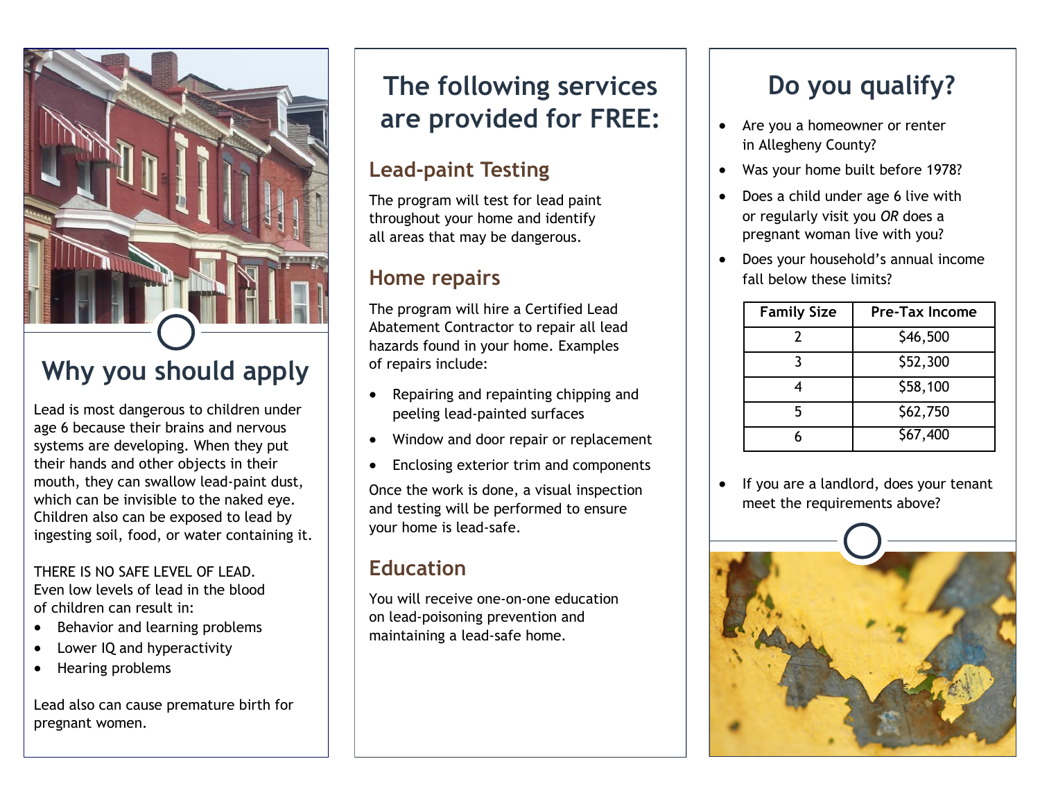## Why you should apply

Lead is most dangerous to children under age 6 because their brains and nervous systems are developing. When they put their hands and other objects in their mouth, they can swallow lead-paint dust, which can be invisible to the naked eye. Children also can be exposed to lead by ingesting soil, food, or water containing it.

THERE IS NO SAFE LEVEL OF LEAD. Even low levels of lead in the blood of children can result in:

- Behavior and learning problems
- Lower IQ and hyperactivity
- Hearing problems

Lead also can cause premature birth for pregnant women.

## The following services are provided for FREE:

### Lead-paint Testing

The program will test for lead paint throughout your home and identify all areas that may be dangerous.

### Home repairs

The program will hire a Certified Lead Abatement Contractor to repair all lead hazards found in your home. Examples of repairs include:

- Repairing and repainting chipping and peeling lead-painted surfaces
- Window and door repair or replacement
- Enclosing exterior trim and components

Once the work is done, a visual inspection and testing will be performed to ensure your home is lead-safe.

### Education

You will receive one-on-one education on lead-poisoning prevention and maintaining a lead-safe home.

## Do you qualify?

- Are you a homeowner or renter in Allegheny County?
- Was your home built before 1978?
- Does a child under age 6 live with or regularly visit you *OR* does a pregnant woman live with you?
- Does your household's annual income fall below these limits?

| Family Size | Pre-Tax Income |
|---|---|
| 2 | $46,500 |
| 3 | $52,300 |
| 4 | $58,100 |
| 5 | $62,750 |
| 6 | $67,400 |

- If you are a landlord, does your tenant meet the requirements above?